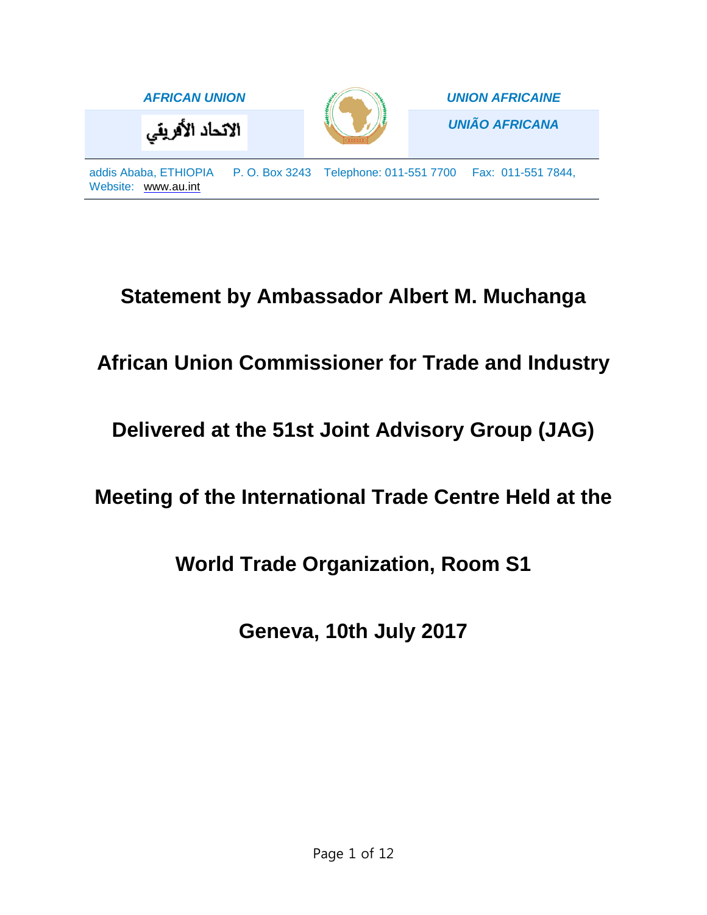| AFRICAN UNION | | UNION AFRICAINE |
| --- | --- | --- |
| الاتحاد الأفريقي | | UNIÃO AFRICANA |

addis Ababa, ETHIOPIA P. O. Box 3243 Telephone: 011-551 7700 Fax: 011-551 7844, Website: www.au.int

# Statement by Ambassador Albert M. Muchanga

# African Union Commissioner for Trade and Industry

# Delivered at the 51st Joint Advisory Group (JAG)

# Meeting of the International Trade Centre Held at the

# World Trade Organization, Room S1

# Geneva, 10th July 2017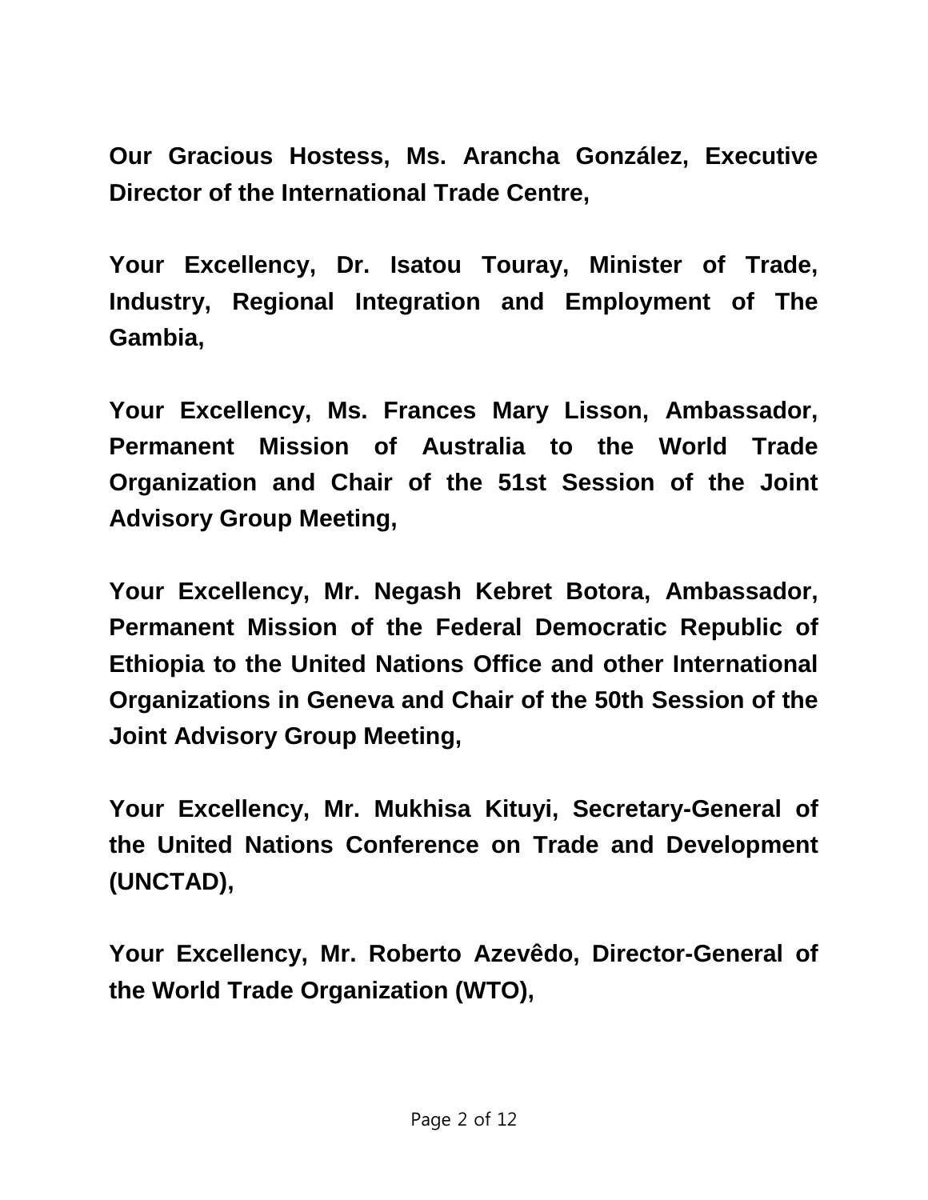**Our Gracious Hostess, Ms. Arancha González, Executive Director of the International Trade Centre,**

**Your Excellency, Dr. Isatou Touray, Minister of Trade, Industry, Regional Integration and Employment of The Gambia,**

**Your Excellency, Ms. Frances Mary Lisson, Ambassador, Permanent Mission of Australia to the World Trade Organization and Chair of the 51st Session of the Joint Advisory Group Meeting,**

**Your Excellency, Mr. Negash Kebret Botora, Ambassador, Permanent Mission of the Federal Democratic Republic of Ethiopia to the United Nations Office and other International Organizations in Geneva and Chair of the 50th Session of the Joint Advisory Group Meeting,**

**Your Excellency, Mr. Mukhisa Kituyi, Secretary-General of the United Nations Conference on Trade and Development (UNCTAD),**

**Your Excellency, Mr. Roberto Azevêdo, Director-General of the World Trade Organization (WTO),**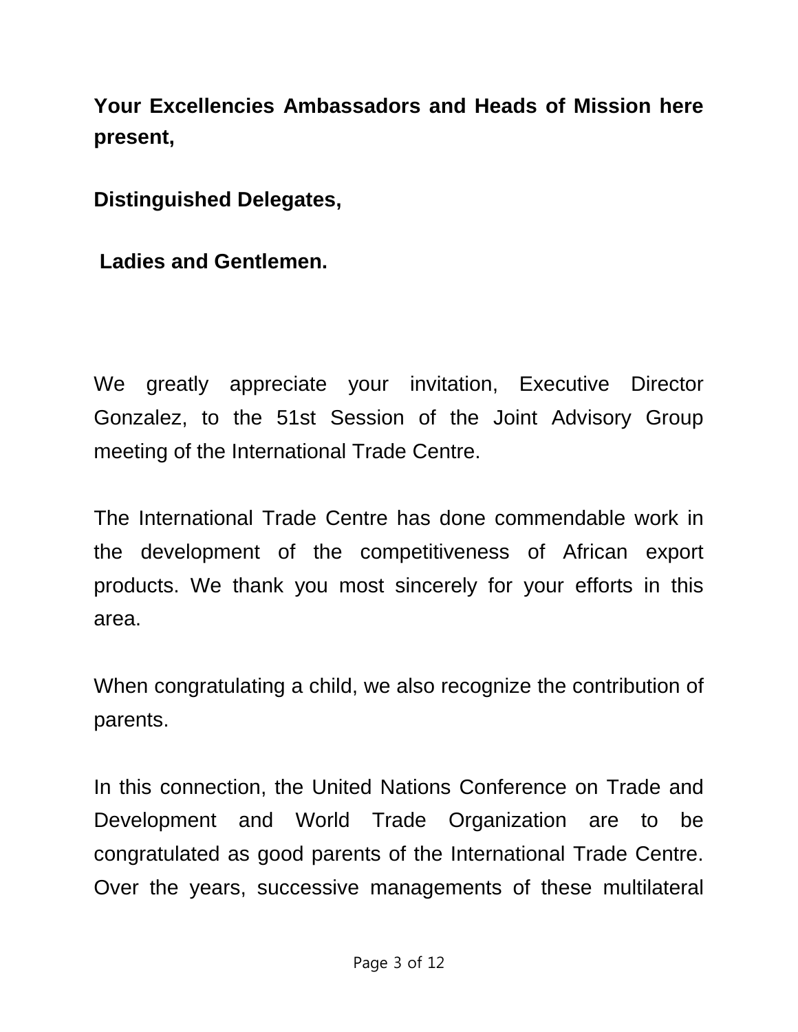**Your Excellencies Ambassadors and Heads of Mission here present,**

**Distinguished Delegates,**

**Ladies and Gentlemen.**

We greatly appreciate your invitation, Executive Director Gonzalez, to the 51st Session of the Joint Advisory Group meeting of the International Trade Centre.

The International Trade Centre has done commendable work in the development of the competitiveness of African export products. We thank you most sincerely for your efforts in this area.

When congratulating a child, we also recognize the contribution of parents.

In this connection, the United Nations Conference on Trade and Development and World Trade Organization are to be congratulated as good parents of the International Trade Centre. Over the years, successive managements of these multilateral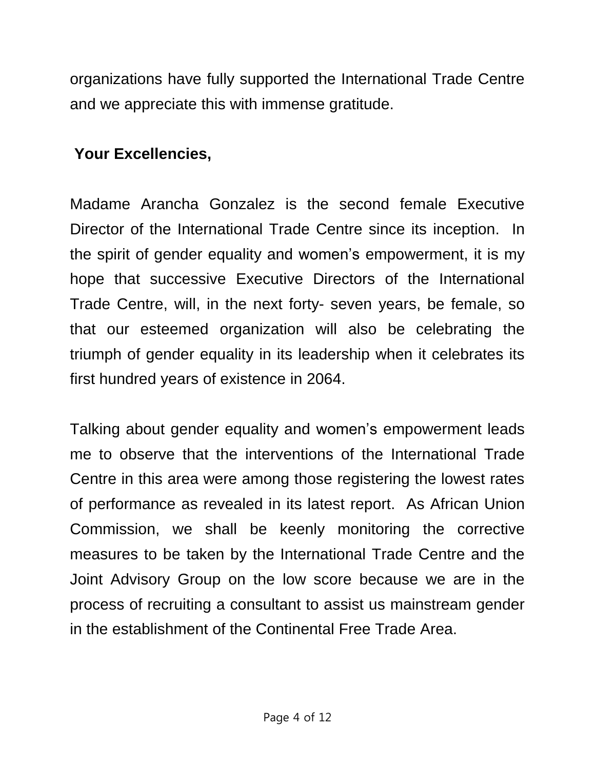organizations have fully supported the International Trade Centre and we appreciate this with immense gratitude.

**Your Excellencies,**

Madame Arancha Gonzalez is the second female Executive Director of the International Trade Centre since its inception. In the spirit of gender equality and women's empowerment, it is my hope that successive Executive Directors of the International Trade Centre, will, in the next forty- seven years, be female, so that our esteemed organization will also be celebrating the triumph of gender equality in its leadership when it celebrates its first hundred years of existence in 2064.

Talking about gender equality and women's empowerment leads me to observe that the interventions of the International Trade Centre in this area were among those registering the lowest rates of performance as revealed in its latest report. As African Union Commission, we shall be keenly monitoring the corrective measures to be taken by the International Trade Centre and the Joint Advisory Group on the low score because we are in the process of recruiting a consultant to assist us mainstream gender in the establishment of the Continental Free Trade Area.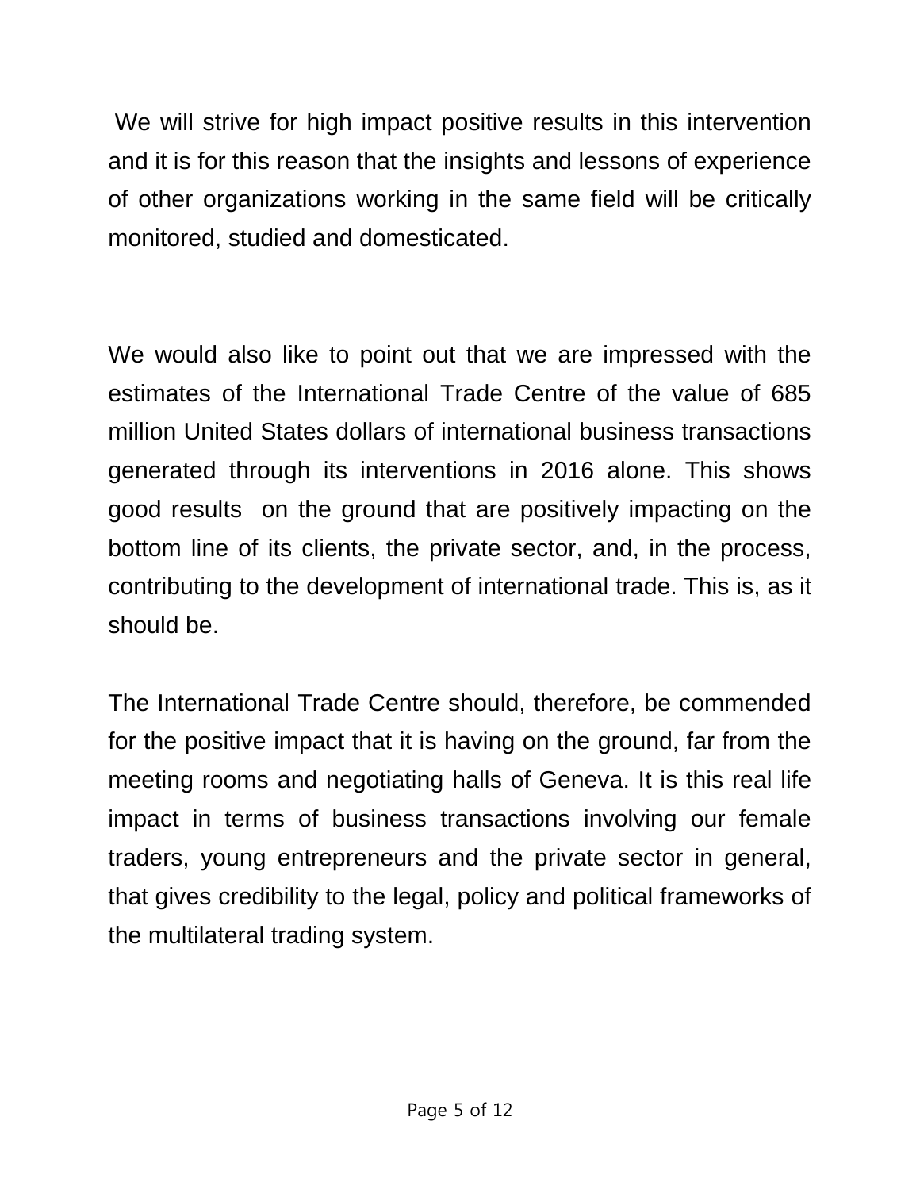We will strive for high impact positive results in this intervention and it is for this reason that the insights and lessons of experience of other organizations working in the same field will be critically monitored, studied and domesticated.

We would also like to point out that we are impressed with the estimates of the International Trade Centre of the value of 685 million United States dollars of international business transactions generated through its interventions in 2016 alone. This shows good results on the ground that are positively impacting on the bottom line of its clients, the private sector, and, in the process, contributing to the development of international trade. This is, as it should be.

The International Trade Centre should, therefore, be commended for the positive impact that it is having on the ground, far from the meeting rooms and negotiating halls of Geneva. It is this real life impact in terms of business transactions involving our female traders, young entrepreneurs and the private sector in general, that gives credibility to the legal, policy and political frameworks of the multilateral trading system.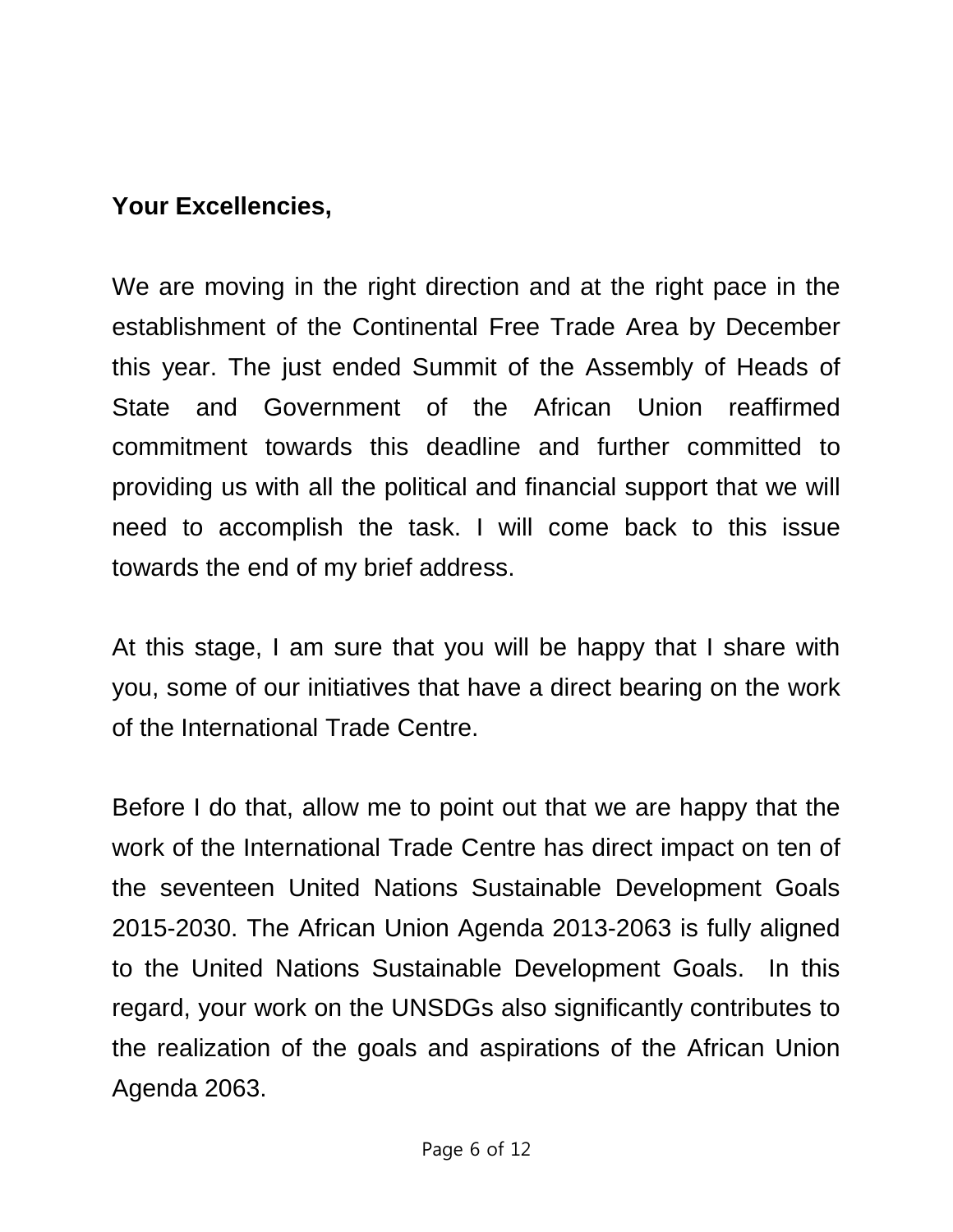**Your Excellencies,**

We are moving in the right direction and at the right pace in the establishment of the Continental Free Trade Area by December this year. The just ended Summit of the Assembly of Heads of State and Government of the African Union reaffirmed commitment towards this deadline and further committed to providing us with all the political and financial support that we will need to accomplish the task. I will come back to this issue towards the end of my brief address.

At this stage, I am sure that you will be happy that I share with you, some of our initiatives that have a direct bearing on the work of the International Trade Centre.

Before I do that, allow me to point out that we are happy that the work of the International Trade Centre has direct impact on ten of the seventeen United Nations Sustainable Development Goals 2015-2030. The African Union Agenda 2013-2063 is fully aligned to the United Nations Sustainable Development Goals. In this regard, your work on the UNSDGs also significantly contributes to the realization of the goals and aspirations of the African Union Agenda 2063.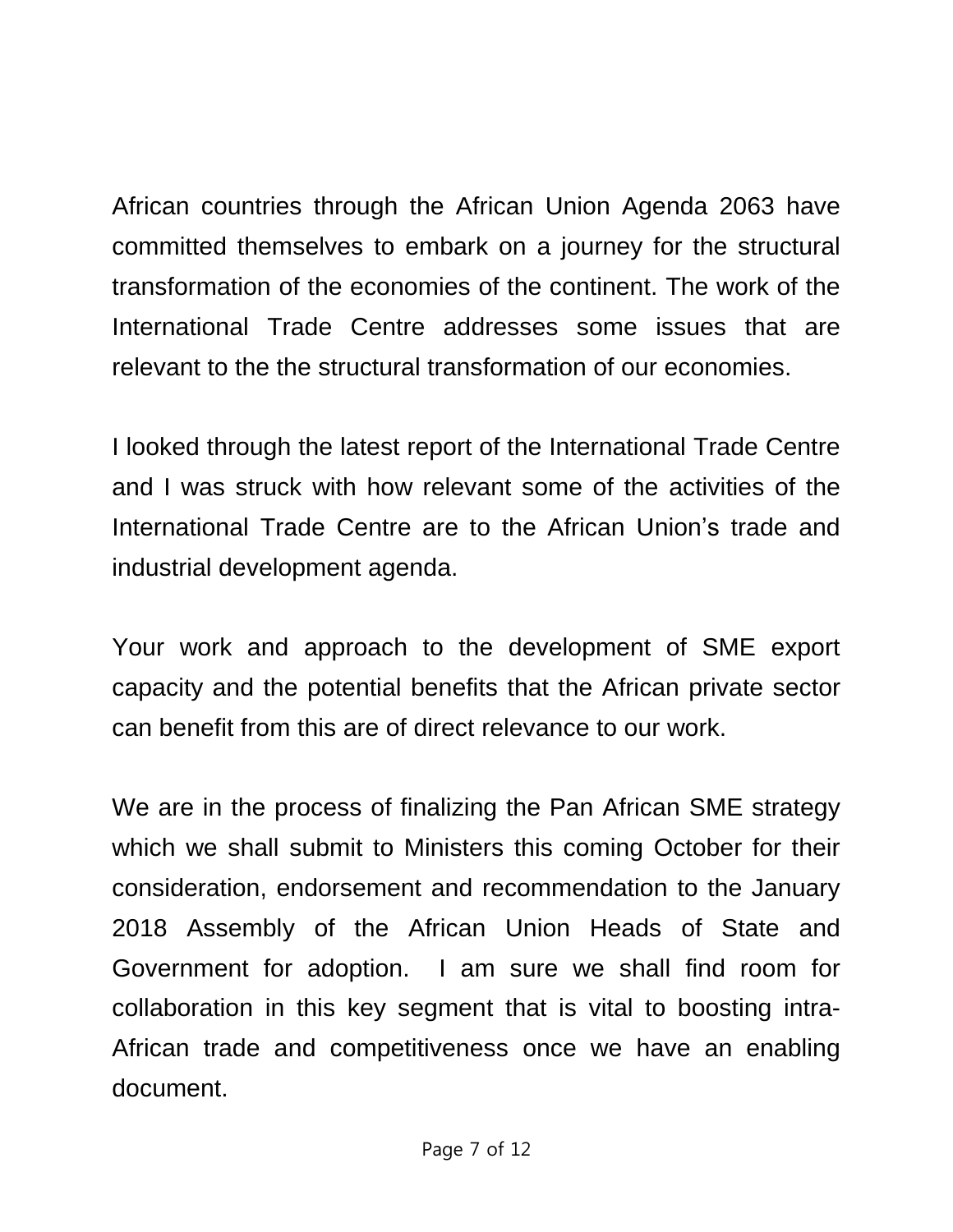African countries through the African Union Agenda 2063 have committed themselves to embark on a journey for the structural transformation of the economies of the continent. The work of the International Trade Centre addresses some issues that are relevant to the the structural transformation of our economies.

I looked through the latest report of the International Trade Centre and I was struck with how relevant some of the activities of the International Trade Centre are to the African Union's trade and industrial development agenda.

Your work and approach to the development of SME export capacity and the potential benefits that the African private sector can benefit from this are of direct relevance to our work.

We are in the process of finalizing the Pan African SME strategy which we shall submit to Ministers this coming October for their consideration, endorsement and recommendation to the January 2018 Assembly of the African Union Heads of State and Government for adoption. I am sure we shall find room for collaboration in this key segment that is vital to boosting intra-African trade and competitiveness once we have an enabling document.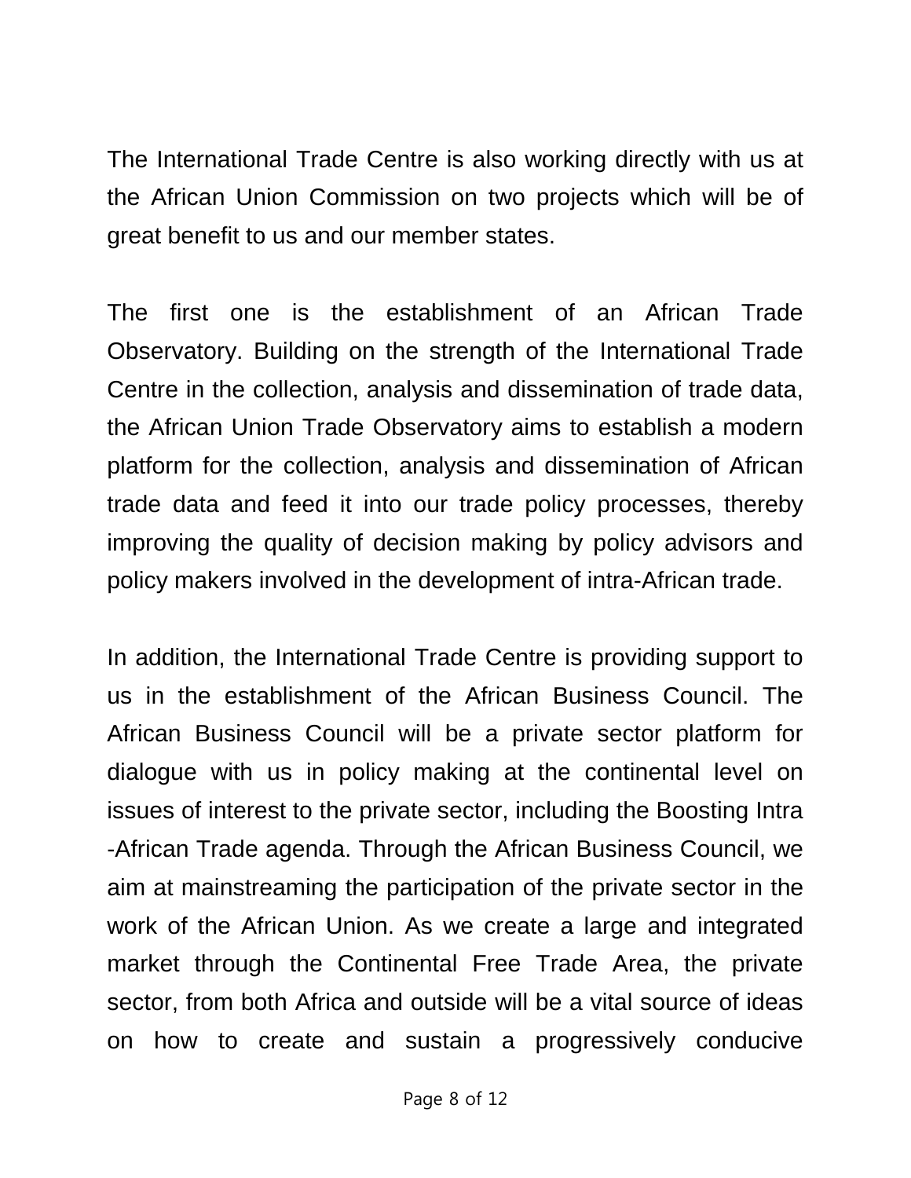The International Trade Centre is also working directly with us at the African Union Commission on two projects which will be of great benefit to us and our member states.

The first one is the establishment of an African Trade Observatory. Building on the strength of the International Trade Centre in the collection, analysis and dissemination of trade data, the African Union Trade Observatory aims to establish a modern platform for the collection, analysis and dissemination of African trade data and feed it into our trade policy processes, thereby improving the quality of decision making by policy advisors and policy makers involved in the development of intra-African trade.

In addition, the International Trade Centre is providing support to us in the establishment of the African Business Council. The African Business Council will be a private sector platform for dialogue with us in policy making at the continental level on issues of interest to the private sector, including the Boosting Intra-African Trade agenda. Through the African Business Council, we aim at mainstreaming the participation of the private sector in the work of the African Union. As we create a large and integrated market through the Continental Free Trade Area, the private sector, from both Africa and outside will be a vital source of ideas on how to create and sustain a progressively conducive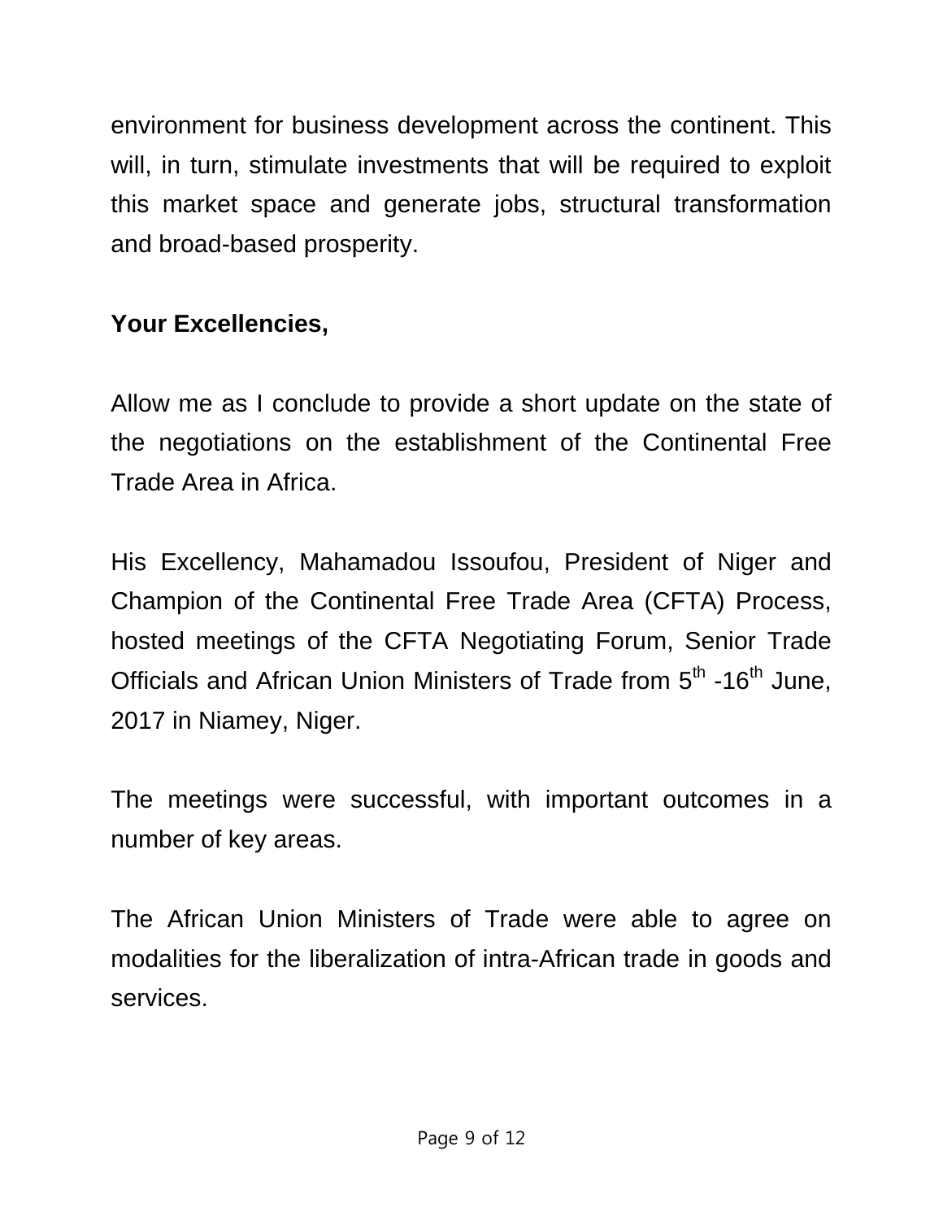environment for business development across the continent. This will, in turn, stimulate investments that will be required to exploit this market space and generate jobs, structural transformation and broad-based prosperity.

**Your Excellencies,**

Allow me as I conclude to provide a short update on the state of the negotiations on the establishment of the Continental Free Trade Area in Africa.

His Excellency, Mahamadou Issoufou, President of Niger and Champion of the Continental Free Trade Area (CFTA) Process, hosted meetings of the CFTA Negotiating Forum, Senior Trade Officials and African Union Ministers of Trade from 5th -16th June, 2017 in Niamey, Niger.

The meetings were successful, with important outcomes in a number of key areas.

The African Union Ministers of Trade were able to agree on modalities for the liberalization of intra-African trade in goods and services.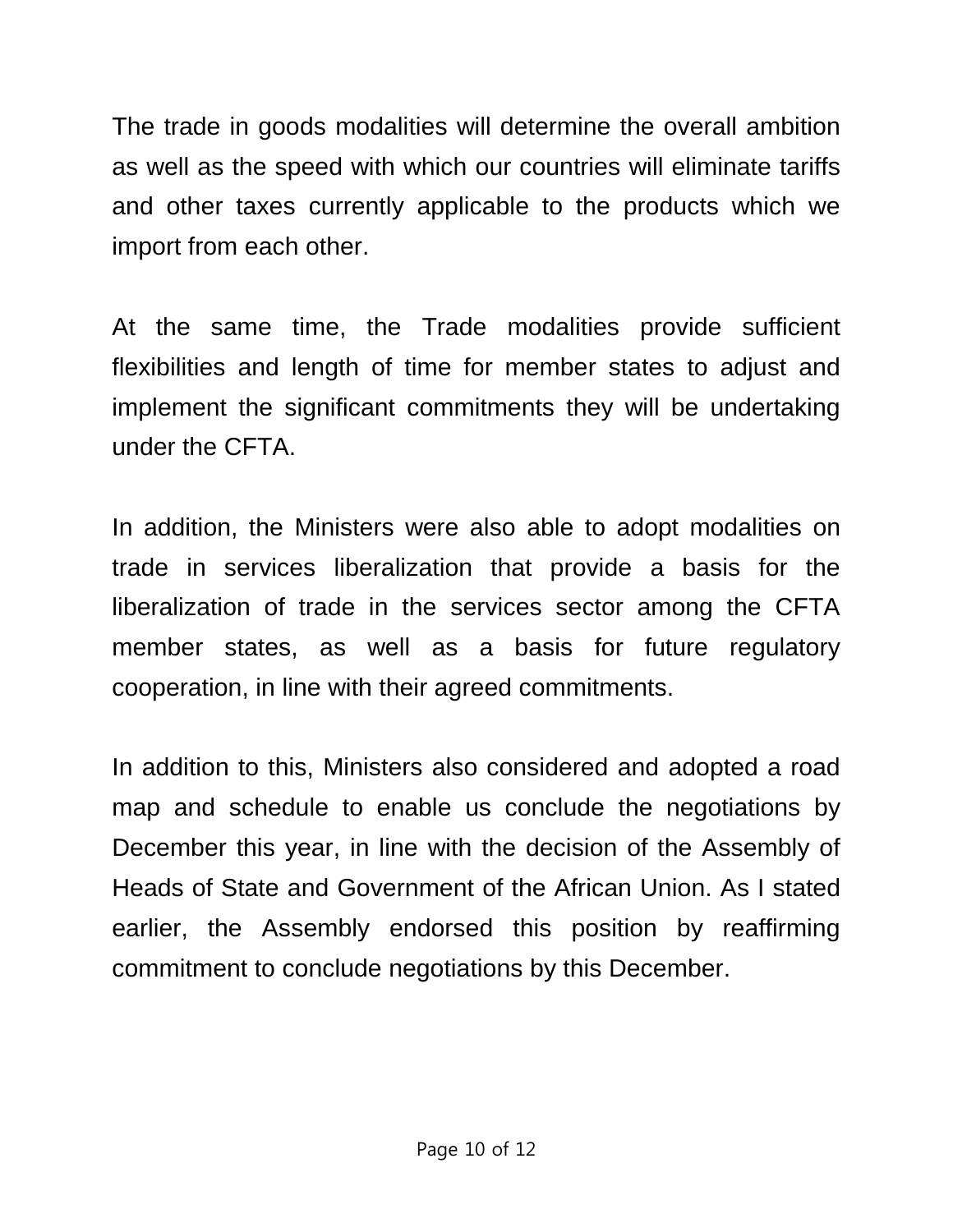The trade in goods modalities will determine the overall ambition as well as the speed with which our countries will eliminate tariffs and other taxes currently applicable to the products which we import from each other.

At the same time, the Trade modalities provide sufficient flexibilities and length of time for member states to adjust and implement the significant commitments they will be undertaking under the CFTA.

In addition, the Ministers were also able to adopt modalities on trade in services liberalization that provide a basis for the liberalization of trade in the services sector among the CFTA member states, as well as a basis for future regulatory cooperation, in line with their agreed commitments.

In addition to this, Ministers also considered and adopted a road map and schedule to enable us conclude the negotiations by December this year, in line with the decision of the Assembly of Heads of State and Government of the African Union. As I stated earlier, the Assembly endorsed this position by reaffirming commitment to conclude negotiations by this December.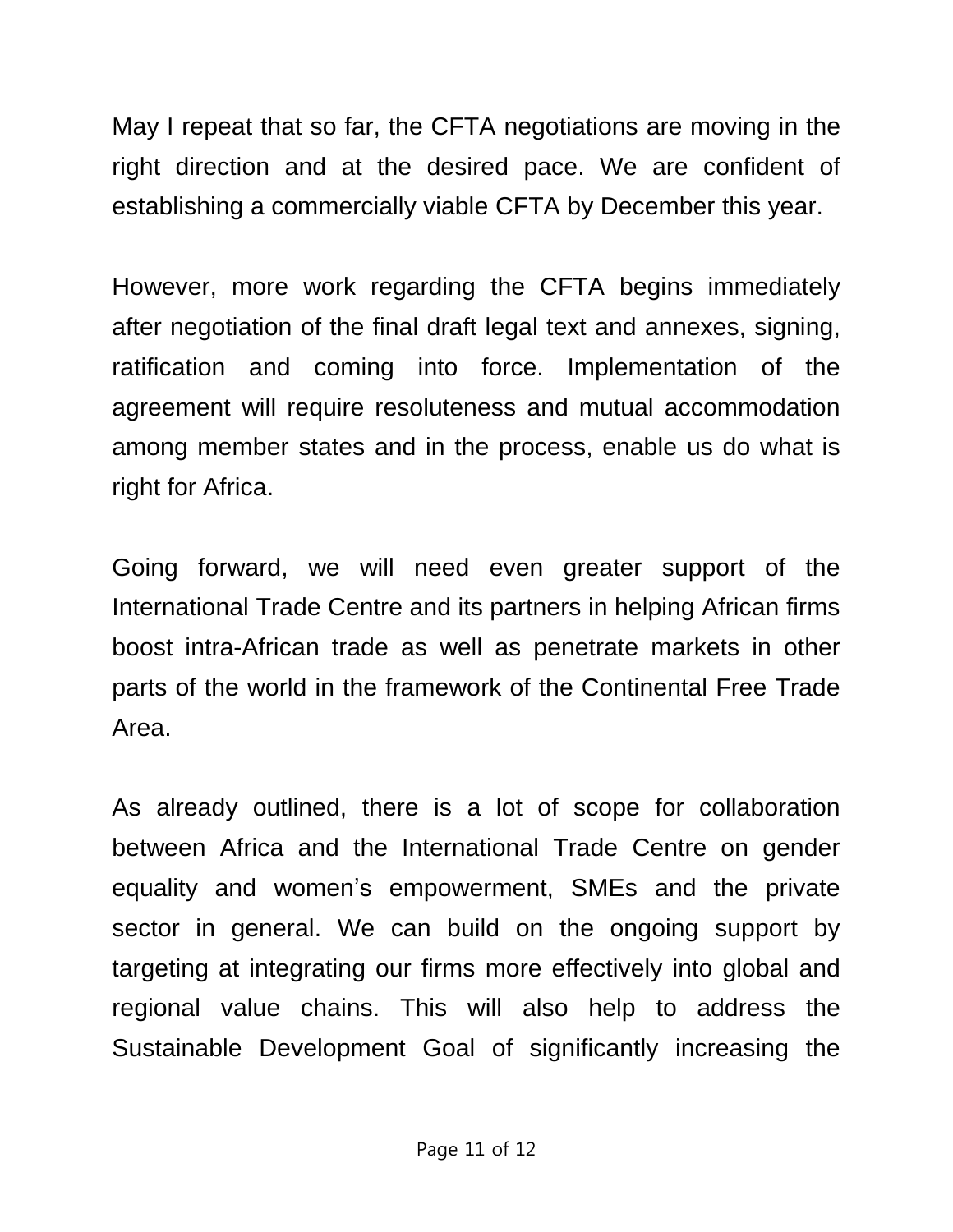May I repeat that so far, the CFTA negotiations are moving in the right direction and at the desired pace. We are confident of establishing a commercially viable CFTA by December this year.

However, more work regarding the CFTA begins immediately after negotiation of the final draft legal text and annexes, signing, ratification and coming into force. Implementation of the agreement will require resoluteness and mutual accommodation among member states and in the process, enable us do what is right for Africa.

Going forward, we will need even greater support of the International Trade Centre and its partners in helping African firms boost intra-African trade as well as penetrate markets in other parts of the world in the framework of the Continental Free Trade Area.

As already outlined, there is a lot of scope for collaboration between Africa and the International Trade Centre on gender equality and women's empowerment, SMEs and the private sector in general. We can build on the ongoing support by targeting at integrating our firms more effectively into global and regional value chains. This will also help to address the Sustainable Development Goal of significantly increasing the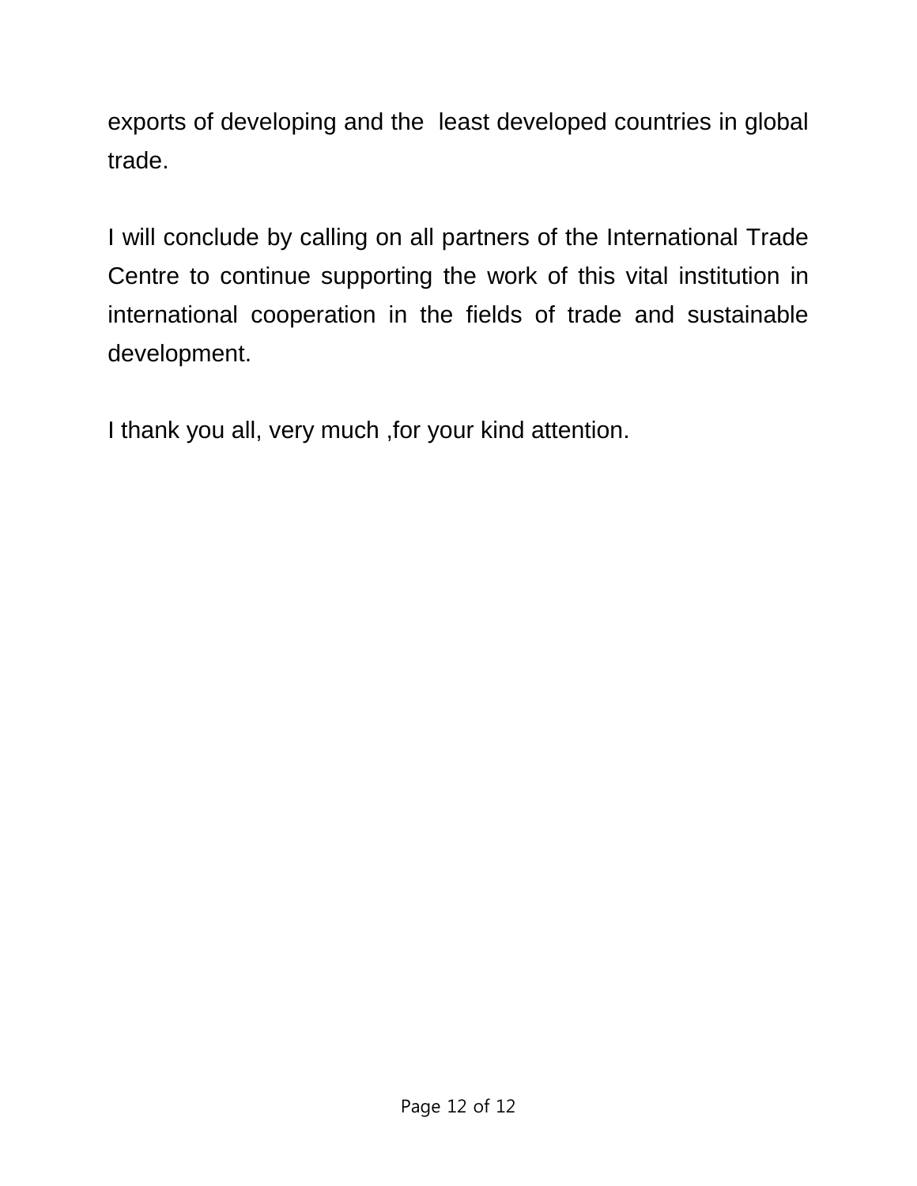exports of developing and the least developed countries in global trade.

I will conclude by calling on all partners of the International Trade Centre to continue supporting the work of this vital institution in international cooperation in the fields of trade and sustainable development.

I thank you all, very much ,for your kind attention.